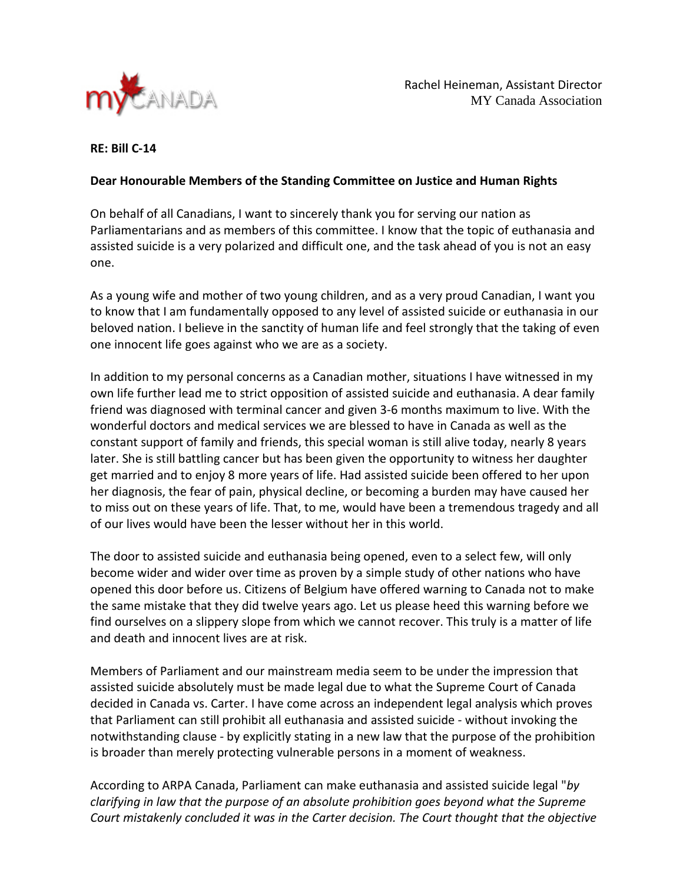Rachel Heineman, Assistant Director
MY Canada Association

**RE: Bill C-14**

**Dear Honourable Members of the Standing Committee on Justice and Human Rights**

On behalf of all Canadians, I want to sincerely thank you for serving our nation as Parliamentarians and as members of this committee. I know that the topic of euthanasia and assisted suicide is a very polarized and difficult one, and the task ahead of you is not an easy one.

As a young wife and mother of two young children, and as a very proud Canadian, I want you to know that I am fundamentally opposed to any level of assisted suicide or euthanasia in our beloved nation. I believe in the sanctity of human life and feel strongly that the taking of even one innocent life goes against who we are as a society.

In addition to my personal concerns as a Canadian mother, situations I have witnessed in my own life further lead me to strict opposition of assisted suicide and euthanasia. A dear family friend was diagnosed with terminal cancer and given 3-6 months maximum to live. With the wonderful doctors and medical services we are blessed to have in Canada as well as the constant support of family and friends, this special woman is still alive today, nearly 8 years later. She is still battling cancer but has been given the opportunity to witness her daughter get married and to enjoy 8 more years of life. Had assisted suicide been offered to her upon her diagnosis, the fear of pain, physical decline, or becoming a burden may have caused her to miss out on these years of life. That, to me, would have been a tremendous tragedy and all of our lives would have been the lesser without her in this world.

The door to assisted suicide and euthanasia being opened, even to a select few, will only become wider and wider over time as proven by a simple study of other nations who have opened this door before us. Citizens of Belgium have offered warning to Canada not to make the same mistake that they did twelve years ago. Let us please heed this warning before we find ourselves on a slippery slope from which we cannot recover. This truly is a matter of life and death and innocent lives are at risk.

Members of Parliament and our mainstream media seem to be under the impression that assisted suicide absolutely must be made legal due to what the Supreme Court of Canada decided in Canada vs. Carter. I have come across an independent legal analysis which proves that Parliament can still prohibit all euthanasia and assisted suicide - without invoking the notwithstanding clause - by explicitly stating in a new law that the purpose of the prohibition is broader than merely protecting vulnerable persons in a moment of weakness.

According to ARPA Canada, Parliament can make euthanasia and assisted suicide legal "*by clarifying in law that the purpose of an absolute prohibition goes beyond what the Supreme Court mistakenly concluded it was in the Carter decision. The Court thought that the objective*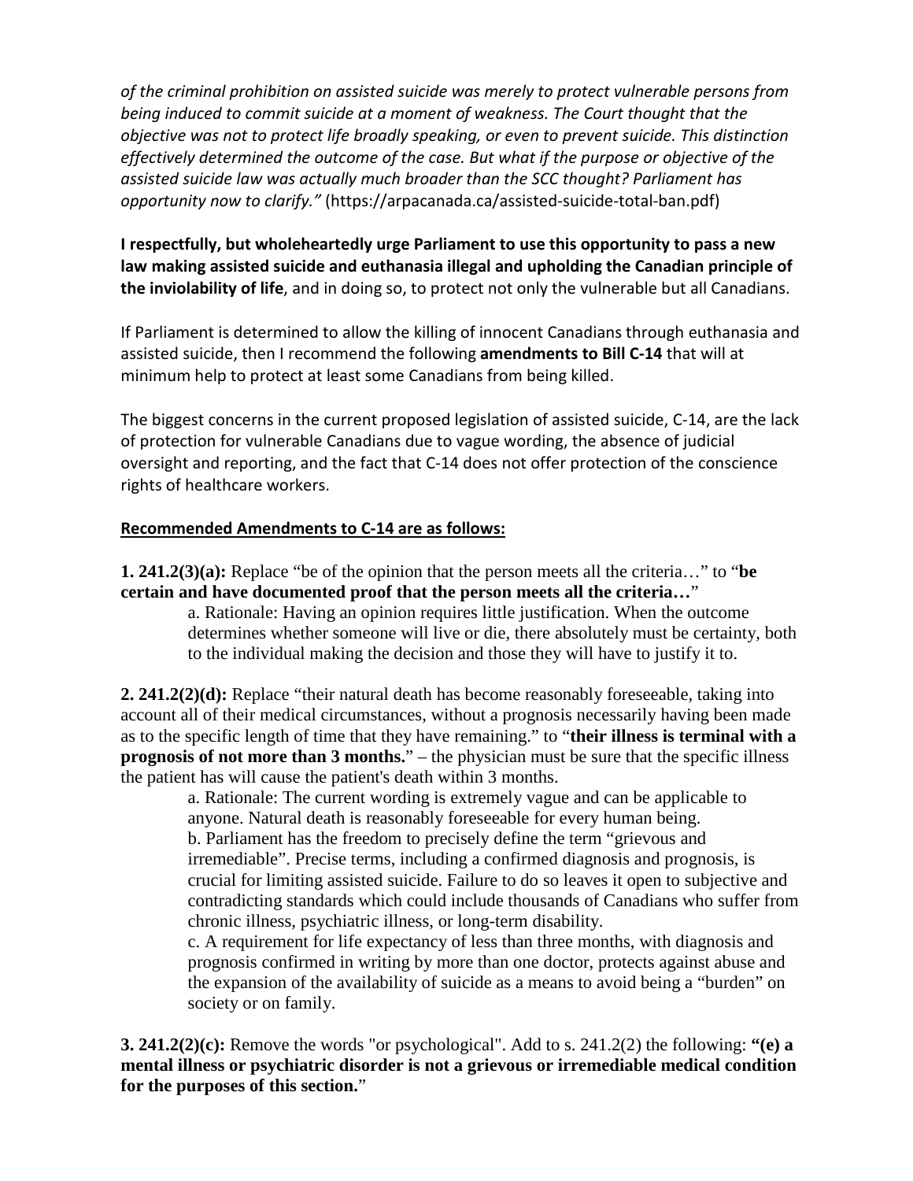*of the criminal prohibition on assisted suicide was merely to protect vulnerable persons from being induced to commit suicide at a moment of weakness. The Court thought that the objective was not to protect life broadly speaking, or even to prevent suicide. This distinction effectively determined the outcome of the case. But what if the purpose or objective of the assisted suicide law was actually much broader than the SCC thought? Parliament has opportunity now to clarify."* (https://arpacanada.ca/assisted-suicide-total-ban.pdf)

**I respectfully, but wholeheartedly urge Parliament to use this opportunity to pass a new law making assisted suicide and euthanasia illegal and upholding the Canadian principle of the inviolability of life**, and in doing so, to protect not only the vulnerable but all Canadians.

If Parliament is determined to allow the killing of innocent Canadians through euthanasia and assisted suicide, then I recommend the following **amendments to Bill C-14** that will at minimum help to protect at least some Canadians from being killed.

The biggest concerns in the current proposed legislation of assisted suicide, C-14, are the lack of protection for vulnerable Canadians due to vague wording, the absence of judicial oversight and reporting, and the fact that C-14 does not offer protection of the conscience rights of healthcare workers.

**<u>Recommended Amendments to C-14 are as follows:</u>**

**1. 241.2(3)(a):** Replace "be of the opinion that the person meets all the criteria…" to "**be certain and have documented proof that the person meets all the criteria…**"

> a. Rationale: Having an opinion requires little justification. When the outcome determines whether someone will live or die, there absolutely must be certainty, both to the individual making the decision and those they will have to justify it to.

**2. 241.2(2)(d):** Replace "their natural death has become reasonably foreseeable, taking into account all of their medical circumstances, without a prognosis necessarily having been made as to the specific length of time that they have remaining." to "**their illness is terminal with a prognosis of not more than 3 months.**" – the physician must be sure that the specific illness the patient has will cause the patient's death within 3 months.

> a. Rationale: The current wording is extremely vague and can be applicable to anyone. Natural death is reasonably foreseeable for every human being.
>
> b. Parliament has the freedom to precisely define the term "grievous and irremediable". Precise terms, including a confirmed diagnosis and prognosis, is crucial for limiting assisted suicide. Failure to do so leaves it open to subjective and contradicting standards which could include thousands of Canadians who suffer from chronic illness, psychiatric illness, or long-term disability.
>
> c. A requirement for life expectancy of less than three months, with diagnosis and prognosis confirmed in writing by more than one doctor, protects against abuse and the expansion of the availability of suicide as a means to avoid being a "burden" on society or on family.

**3. 241.2(2)(c):** Remove the words "or psychological". Add to s. 241.2(2) the following: **"(e) a mental illness or psychiatric disorder is not a grievous or irremediable medical condition for the purposes of this section.**"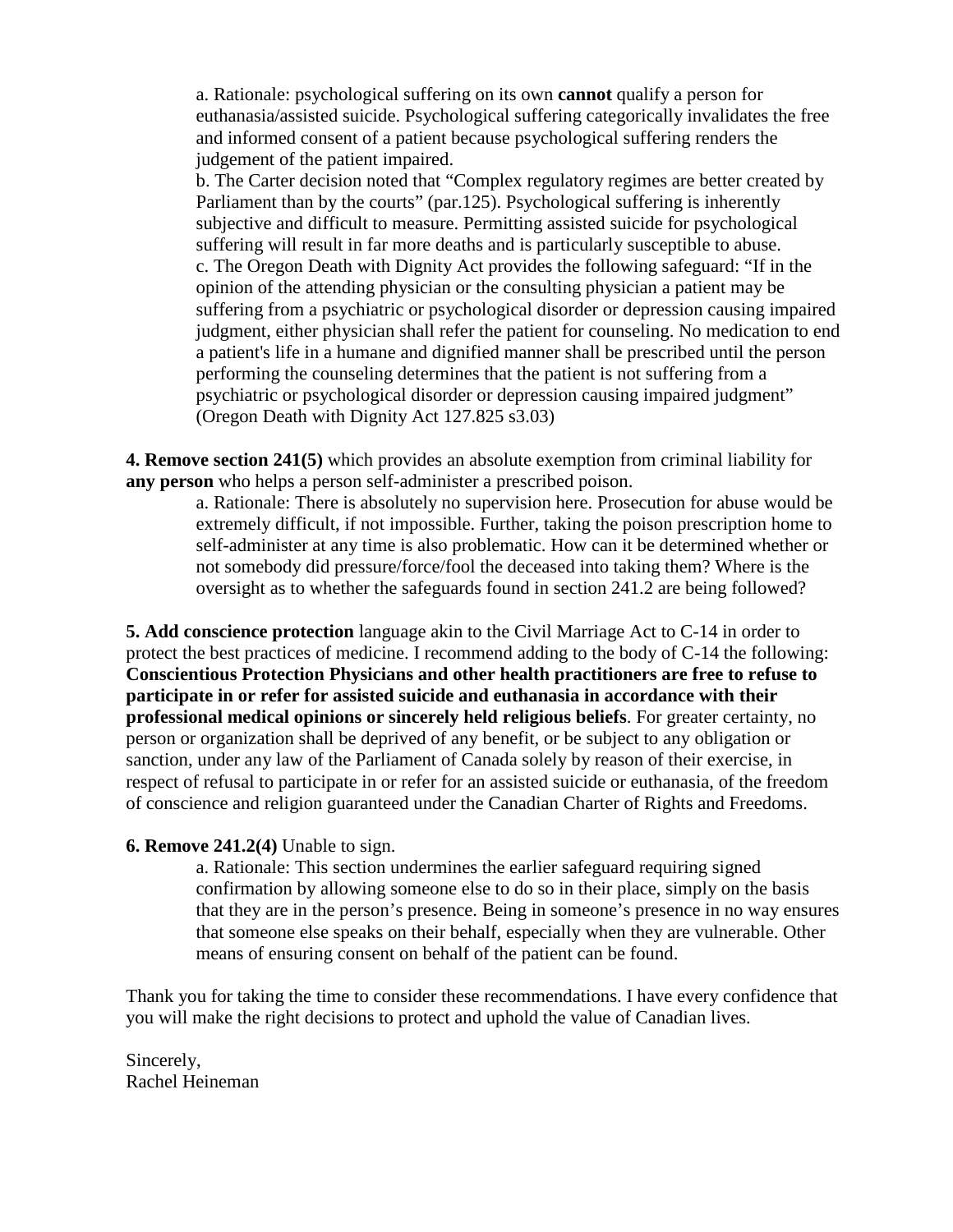a. Rationale: psychological suffering on its own **cannot** qualify a person for euthanasia/assisted suicide. Psychological suffering categorically invalidates the free and informed consent of a patient because psychological suffering renders the judgement of the patient impaired.

b. The Carter decision noted that "Complex regulatory regimes are better created by Parliament than by the courts" (par.125). Psychological suffering is inherently subjective and difficult to measure. Permitting assisted suicide for psychological suffering will result in far more deaths and is particularly susceptible to abuse.

c. The Oregon Death with Dignity Act provides the following safeguard: "If in the opinion of the attending physician or the consulting physician a patient may be suffering from a psychiatric or psychological disorder or depression causing impaired judgment, either physician shall refer the patient for counseling. No medication to end a patient's life in a humane and dignified manner shall be prescribed until the person performing the counseling determines that the patient is not suffering from a psychiatric or psychological disorder or depression causing impaired judgment" (Oregon Death with Dignity Act 127.825 s3.03)

**4. Remove section 241(5)** which provides an absolute exemption from criminal liability for **any person** who helps a person self-administer a prescribed poison.

a. Rationale: There is absolutely no supervision here. Prosecution for abuse would be extremely difficult, if not impossible. Further, taking the poison prescription home to self-administer at any time is also problematic. How can it be determined whether or not somebody did pressure/force/fool the deceased into taking them? Where is the oversight as to whether the safeguards found in section 241.2 are being followed?

**5. Add conscience protection** language akin to the Civil Marriage Act to C-14 in order to protect the best practices of medicine. I recommend adding to the body of C-14 the following: **Conscientious Protection Physicians and other health practitioners are free to refuse to participate in or refer for assisted suicide and euthanasia in accordance with their professional medical opinions or sincerely held religious beliefs**. For greater certainty, no person or organization shall be deprived of any benefit, or be subject to any obligation or sanction, under any law of the Parliament of Canada solely by reason of their exercise, in respect of refusal to participate in or refer for an assisted suicide or euthanasia, of the freedom of conscience and religion guaranteed under the Canadian Charter of Rights and Freedoms.

**6. Remove 241.2(4)** Unable to sign.

a. Rationale: This section undermines the earlier safeguard requiring signed confirmation by allowing someone else to do so in their place, simply on the basis that they are in the person's presence. Being in someone's presence in no way ensures that someone else speaks on their behalf, especially when they are vulnerable. Other means of ensuring consent on behalf of the patient can be found.

Thank you for taking the time to consider these recommendations. I have every confidence that you will make the right decisions to protect and uphold the value of Canadian lives.

Sincerely,
Rachel Heineman